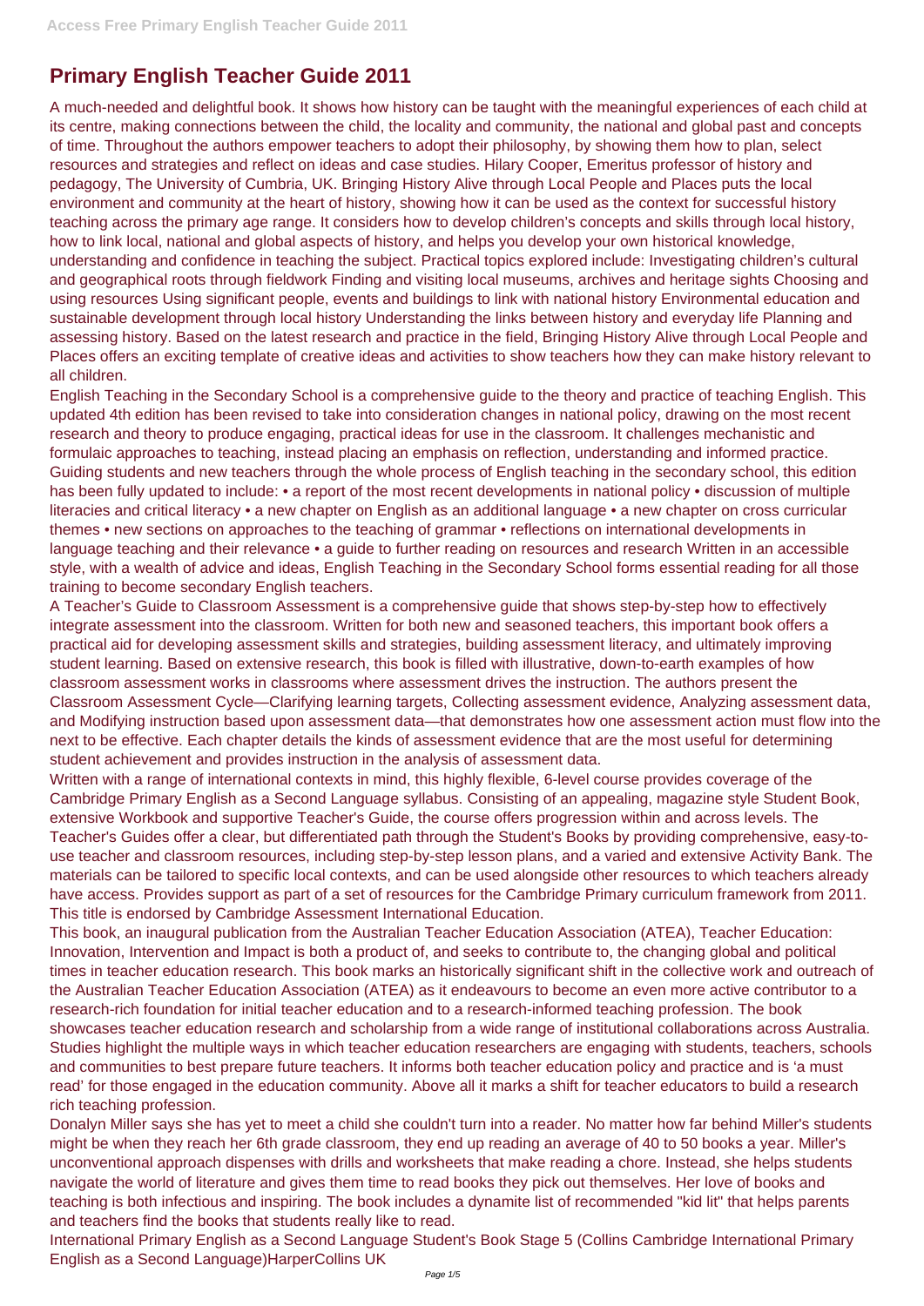# Primary English Teacher Guide 2011

A much-needed and delightful book. It shows how history can be taught with the meaningful experiences of each child at its centre, making connections between the child, the locality and community, the national and global past and concepts of time. Throughout the authors empower teachers to adopt their philosophy, by showing them how to plan, select resources and strategies and reflect on ideas and case studies. Hilary Cooper, Emeritus professor of history and pedagogy, The University of Cumbria, UK. Bringing History Alive through Local People and Places puts the local environment and community at the heart of history, showing how it can be used as the context for successful history teaching across the primary age range. It considers how to develop children's concepts and skills through local history, how to link local, national and global aspects of history, and helps you develop your own historical knowledge, understanding and confidence in teaching the subject. Practical topics explored include: Investigating children's cultural and geographical roots through fieldwork Finding and visiting local museums, archives and heritage sights Choosing and using resources Using significant people, events and buildings to link with national history Environmental education and sustainable development through local history Understanding the links between history and everyday life Planning and assessing history. Based on the latest research and practice in the field, Bringing History Alive through Local People and Places offers an exciting template of creative ideas and activities to show teachers how they can make history relevant to all children.

English Teaching in the Secondary School is a comprehensive guide to the theory and practice of teaching English. This updated 4th edition has been revised to take into consideration changes in national policy, drawing on the most recent research and theory to produce engaging, practical ideas for use in the classroom. It challenges mechanistic and formulaic approaches to teaching, instead placing an emphasis on reflection, understanding and informed practice. Guiding students and new teachers through the whole process of English teaching in the secondary school, this edition has been fully updated to include: • a report of the most recent developments in national policy • discussion of multiple literacies and critical literacy • a new chapter on English as an additional language • a new chapter on cross curricular themes • new sections on approaches to the teaching of grammar • reflections on international developments in language teaching and their relevance • a guide to further reading on resources and research Written in an accessible style, with a wealth of advice and ideas, English Teaching in the Secondary School forms essential reading for all those training to become secondary English teachers.

A Teacher's Guide to Classroom Assessment is a comprehensive guide that shows step-by-step how to effectively integrate assessment into the classroom. Written for both new and seasoned teachers, this important book offers a practical aid for developing assessment skills and strategies, building assessment literacy, and ultimately improving student learning. Based on extensive research, this book is filled with illustrative, down-to-earth examples of how classroom assessment works in classrooms where assessment drives the instruction. The authors present the Classroom Assessment Cycle—Clarifying learning targets, Collecting assessment evidence, Analyzing assessment data, and Modifying instruction based upon assessment data—that demonstrates how one assessment action must flow into the next to be effective. Each chapter details the kinds of assessment evidence that are the most useful for determining student achievement and provides instruction in the analysis of assessment data.

Written with a range of international contexts in mind, this highly flexible, 6-level course provides coverage of the Cambridge Primary English as a Second Language syllabus. Consisting of an appealing, magazine style Student Book, extensive Workbook and supportive Teacher's Guide, the course offers progression within and across levels. The Teacher's Guides offer a clear, but differentiated path through the Student's Books by providing comprehensive, easy-to-use teacher and classroom resources, including step-by-step lesson plans, and a varied and extensive Activity Bank. The materials can be tailored to specific local contexts, and can be used alongside other resources to which teachers already have access. Provides support as part of a set of resources for the Cambridge Primary curriculum framework from 2011. This title is endorsed by Cambridge Assessment International Education.

This book, an inaugural publication from the Australian Teacher Education Association (ATEA), Teacher Education: Innovation, Intervention and Impact is both a product of, and seeks to contribute to, the changing global and political times in teacher education research. This book marks an historically significant shift in the collective work and outreach of the Australian Teacher Education Association (ATEA) as it endeavours to become an even more active contributor to a research-rich foundation for initial teacher education and to a research-informed teaching profession. The book showcases teacher education research and scholarship from a wide range of institutional collaborations across Australia. Studies highlight the multiple ways in which teacher education researchers are engaging with students, teachers, schools and communities to best prepare future teachers. It informs both teacher education policy and practice and is 'a must read' for those engaged in the education community. Above all it marks a shift for teacher educators to build a research rich teaching profession.

Donalyn Miller says she has yet to meet a child she couldn't turn into a reader. No matter how far behind Miller's students might be when they reach her 6th grade classroom, they end up reading an average of 40 to 50 books a year. Miller's unconventional approach dispenses with drills and worksheets that make reading a chore. Instead, she helps students navigate the world of literature and gives them time to read books they pick out themselves. Her love of books and teaching is both infectious and inspiring. The book includes a dynamite list of recommended "kid lit" that helps parents and teachers find the books that students really like to read.

International Primary English as a Second Language Student's Book Stage 5 (Collins Cambridge International Primary English as a Second Language)HarperCollins UK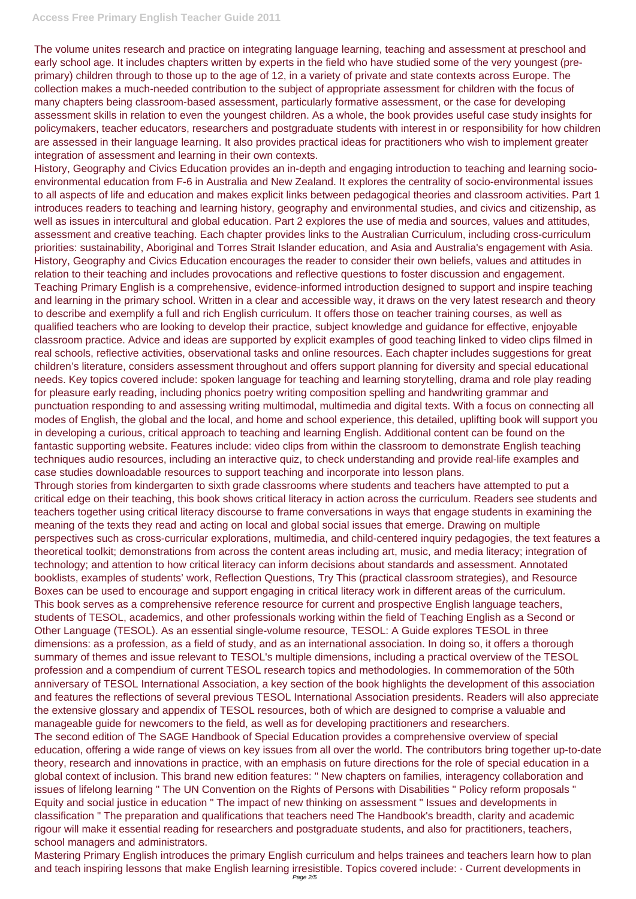The volume unites research and practice on integrating language learning, teaching and assessment at preschool and early school age. It includes chapters written by experts in the field who have studied some of the very youngest (pre-primary) children through to those up to the age of 12, in a variety of private and state contexts across Europe. The collection makes a much-needed contribution to the subject of appropriate assessment for children with the focus of many chapters being classroom-based assessment, particularly formative assessment, or the case for developing assessment skills in relation to even the youngest children. As a whole, the book provides useful case study insights for policymakers, teacher educators, researchers and postgraduate students with interest in or responsibility for how children are assessed in their language learning. It also provides practical ideas for practitioners who wish to implement greater integration of assessment and learning in their own contexts.

History, Geography and Civics Education provides an in-depth and engaging introduction to teaching and learning socio-environmental education from F-6 in Australia and New Zealand. It explores the centrality of socio-environmental issues to all aspects of life and education and makes explicit links between pedagogical theories and classroom activities. Part 1 introduces readers to teaching and learning history, geography and environmental studies, and civics and citizenship, as well as issues in intercultural and global education. Part 2 explores the use of media and sources, values and attitudes, assessment and creative teaching. Each chapter provides links to the Australian Curriculum, including cross-curriculum priorities: sustainability, Aboriginal and Torres Strait Islander education, and Asia and Australia's engagement with Asia. History, Geography and Civics Education encourages the reader to consider their own beliefs, values and attitudes in relation to their teaching and includes provocations and reflective questions to foster discussion and engagement.

Teaching Primary English is a comprehensive, evidence-informed introduction designed to support and inspire teaching and learning in the primary school. Written in a clear and accessible way, it draws on the very latest research and theory to describe and exemplify a full and rich English curriculum. It offers those on teacher training courses, as well as qualified teachers who are looking to develop their practice, subject knowledge and guidance for effective, enjoyable classroom practice. Advice and ideas are supported by explicit examples of good teaching linked to video clips filmed in real schools, reflective activities, observational tasks and online resources. Each chapter includes suggestions for great children's literature, considers assessment throughout and offers support planning for diversity and special educational needs. Key topics covered include: spoken language for teaching and learning storytelling, drama and role play reading for pleasure early reading, including phonics poetry writing composition spelling and handwriting grammar and punctuation responding to and assessing writing multimodal, multimedia and digital texts. With a focus on connecting all modes of English, the global and the local, and home and school experience, this detailed, uplifting book will support you in developing a curious, critical approach to teaching and learning English. Additional content can be found on the fantastic supporting website. Features include: video clips from within the classroom to demonstrate English teaching techniques audio resources, including an interactive quiz, to check understanding and provide real-life examples and case studies downloadable resources to support teaching and incorporate into lesson plans.

Through stories from kindergarten to sixth grade classrooms where students and teachers have attempted to put a critical edge on their teaching, this book shows critical literacy in action across the curriculum. Readers see students and teachers together using critical literacy discourse to frame conversations in ways that engage students in examining the meaning of the texts they read and acting on local and global social issues that emerge. Drawing on multiple perspectives such as cross-curricular explorations, multimedia, and child-centered inquiry pedagogies, the text features a theoretical toolkit; demonstrations from across the content areas including art, music, and media literacy; integration of technology; and attention to how critical literacy can inform decisions about standards and assessment. Annotated booklists, examples of students' work, Reflection Questions, Try This (practical classroom strategies), and Resource Boxes can be used to encourage and support engaging in critical literacy work in different areas of the curriculum.

This book serves as a comprehensive reference resource for current and prospective English language teachers, students of TESOL, academics, and other professionals working within the field of Teaching English as a Second or Other Language (TESOL). As an essential single-volume resource, TESOL: A Guide explores TESOL in three dimensions: as a profession, as a field of study, and as an international association. In doing so, it offers a thorough summary of themes and issue relevant to TESOL's multiple dimensions, including a practical overview of the TESOL profession and a compendium of current TESOL research topics and methodologies. In commemoration of the 50th anniversary of TESOL International Association, a key section of the book highlights the development of this association and features the reflections of several previous TESOL International Association presidents. Readers will also appreciate the extensive glossary and appendix of TESOL resources, both of which are designed to comprise a valuable and manageable guide for newcomers to the field, as well as for developing practitioners and researchers.

The second edition of The SAGE Handbook of Special Education provides a comprehensive overview of special education, offering a wide range of views on key issues from all over the world. The contributors bring together up-to-date theory, research and innovations in practice, with an emphasis on future directions for the role of special education in a global context of inclusion. This brand new edition features: " New chapters on families, interagency collaboration and issues of lifelong learning " The UN Convention on the Rights of Persons with Disabilities " Policy reform proposals " Equity and social justice in education " The impact of new thinking on assessment " Issues and developments in classification " The preparation and qualifications that teachers need The Handbook's breadth, clarity and academic rigour will make it essential reading for researchers and postgraduate students, and also for practitioners, teachers, school managers and administrators.

Mastering Primary English introduces the primary English curriculum and helps trainees and teachers learn how to plan and teach inspiring lessons that make English learning irresistible. Topics covered include: · Current developments in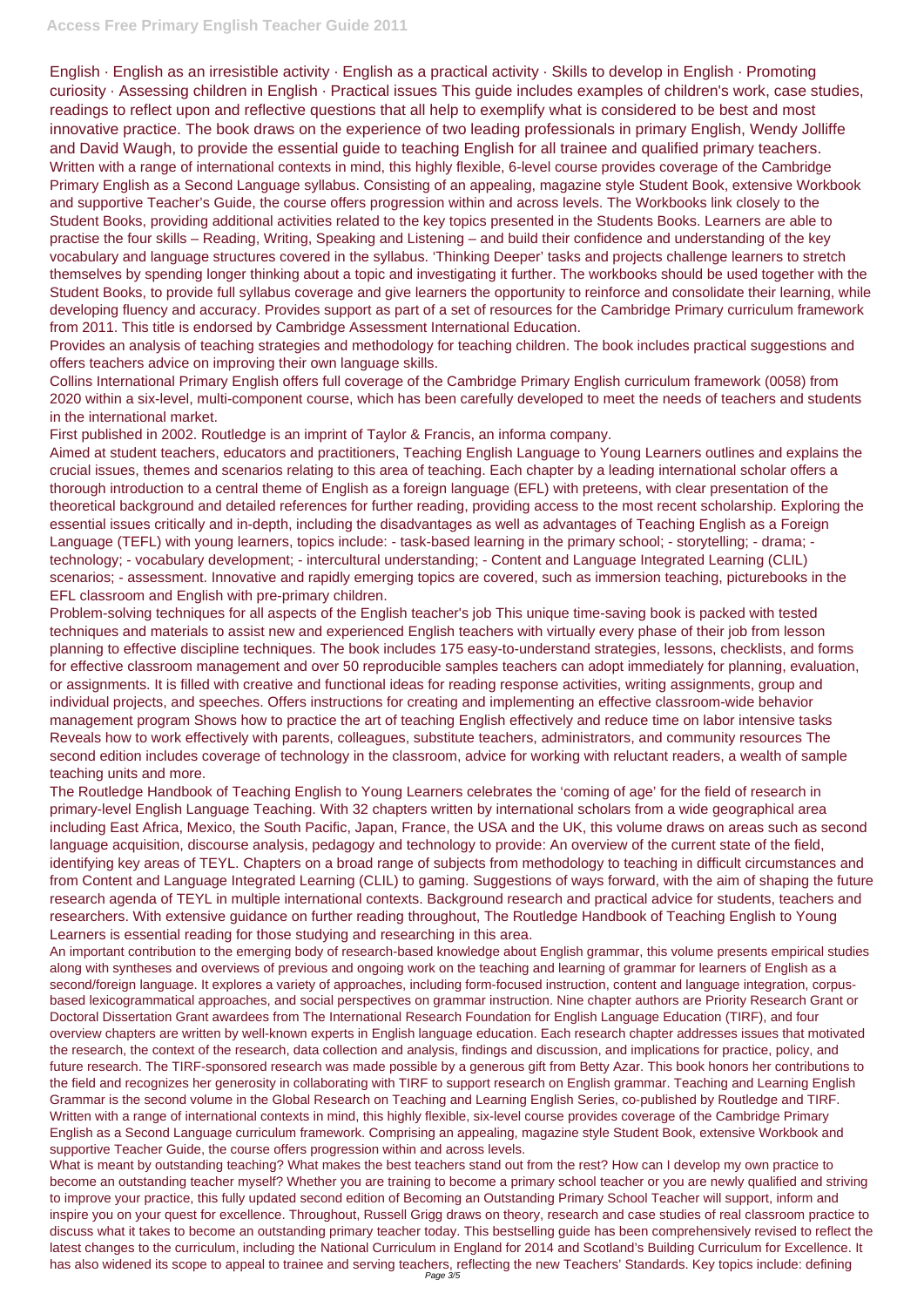English · English as an irresistible activity · English as a practical activity · Skills to develop in English · Promoting curiosity · Assessing children in English · Practical issues This guide includes examples of children's work, case studies, readings to reflect upon and reflective questions that all help to exemplify what is considered to be best and most innovative practice. The book draws on the experience of two leading professionals in primary English, Wendy Jolliffe and David Waugh, to provide the essential guide to teaching English for all trainee and qualified primary teachers. Written with a range of international contexts in mind, this highly flexible, 6-level course provides coverage of the Cambridge Primary English as a Second Language syllabus. Consisting of an appealing, magazine style Student Book, extensive Workbook and supportive Teacher's Guide, the course offers progression within and across levels. The Workbooks link closely to the Student Books, providing additional activities related to the key topics presented in the Students Books. Learners are able to practise the four skills – Reading, Writing, Speaking and Listening – and build their confidence and understanding of the key vocabulary and language structures covered in the syllabus. 'Thinking Deeper' tasks and projects challenge learners to stretch themselves by spending longer thinking about a topic and investigating it further. The workbooks should be used together with the Student Books, to provide full syllabus coverage and give learners the opportunity to reinforce and consolidate their learning, while developing fluency and accuracy. Provides support as part of a set of resources for the Cambridge Primary curriculum framework from 2011. This title is endorsed by Cambridge Assessment International Education.

Provides an analysis of teaching strategies and methodology for teaching children. The book includes practical suggestions and offers teachers advice on improving their own language skills.

Collins International Primary English offers full coverage of the Cambridge Primary English curriculum framework (0058) from 2020 within a six-level, multi-component course, which has been carefully developed to meet the needs of teachers and students in the international market.

First published in 2002. Routledge is an imprint of Taylor & Francis, an informa company.

Aimed at student teachers, educators and practitioners, Teaching English Language to Young Learners outlines and explains the crucial issues, themes and scenarios relating to this area of teaching. Each chapter by a leading international scholar offers a thorough introduction to a central theme of English as a foreign language (EFL) with preteens, with clear presentation of the theoretical background and detailed references for further reading, providing access to the most recent scholarship. Exploring the essential issues critically and in-depth, including the disadvantages as well as advantages of Teaching English as a Foreign Language (TEFL) with young learners, topics include: - task-based learning in the primary school; - storytelling; - drama; - technology; - vocabulary development; - intercultural understanding; - Content and Language Integrated Learning (CLIL) scenarios; - assessment. Innovative and rapidly emerging topics are covered, such as immersion teaching, picturebooks in the EFL classroom and English with pre-primary children.

Problem-solving techniques for all aspects of the English teacher's job This unique time-saving book is packed with tested techniques and materials to assist new and experienced English teachers with virtually every phase of their job from lesson planning to effective discipline techniques. The book includes 175 easy-to-understand strategies, lessons, checklists, and forms for effective classroom management and over 50 reproducible samples teachers can adopt immediately for planning, evaluation, or assignments. It is filled with creative and functional ideas for reading response activities, writing assignments, group and individual projects, and speeches. Offers instructions for creating and implementing an effective classroom-wide behavior management program Shows how to practice the art of teaching English effectively and reduce time on labor intensive tasks Reveals how to work effectively with parents, colleagues, substitute teachers, administrators, and community resources The second edition includes coverage of technology in the classroom, advice for working with reluctant readers, a wealth of sample teaching units and more.

The Routledge Handbook of Teaching English to Young Learners celebrates the 'coming of age' for the field of research in primary-level English Language Teaching. With 32 chapters written by international scholars from a wide geographical area including East Africa, Mexico, the South Pacific, Japan, France, the USA and the UK, this volume draws on areas such as second language acquisition, discourse analysis, pedagogy and technology to provide: An overview of the current state of the field, identifying key areas of TEYL. Chapters on a broad range of subjects from methodology to teaching in difficult circumstances and from Content and Language Integrated Learning (CLIL) to gaming. Suggestions of ways forward, with the aim of shaping the future research agenda of TEYL in multiple international contexts. Background research and practical advice for students, teachers and researchers. With extensive guidance on further reading throughout, The Routledge Handbook of Teaching English to Young Learners is essential reading for those studying and researching in this area.

An important contribution to the emerging body of research-based knowledge about English grammar, this volume presents empirical studies along with syntheses and overviews of previous and ongoing work on the teaching and learning of grammar for learners of English as a second/foreign language. It explores a variety of approaches, including form-focused instruction, content and language integration, corpus-based lexicogrammatical approaches, and social perspectives on grammar instruction. Nine chapter authors are Priority Research Grant or Doctoral Dissertation Grant awardees from The International Research Foundation for English Language Education (TIRF), and four overview chapters are written by well-known experts in English language education. Each research chapter addresses issues that motivated the research, the context of the research, data collection and analysis, findings and discussion, and implications for practice, policy, and future research. The TIRF-sponsored research was made possible by a generous gift from Betty Azar. This book honors her contributions to the field and recognizes her generosity in collaborating with TIRF to support research on English grammar. Teaching and Learning English Grammar is the second volume in the Global Research on Teaching and Learning English Series, co-published by Routledge and TIRF. Written with a range of international contexts in mind, this highly flexible, six-level course provides coverage of the Cambridge Primary English as a Second Language curriculum framework. Comprising an appealing, magazine style Student Book, extensive Workbook and supportive Teacher Guide, the course offers progression within and across levels.

What is meant by outstanding teaching? What makes the best teachers stand out from the rest? How can I develop my own practice to become an outstanding teacher myself? Whether you are training to become a primary school teacher or you are newly qualified and striving to improve your practice, this fully updated second edition of Becoming an Outstanding Primary School Teacher will support, inform and inspire you on your quest for excellence. Throughout, Russell Grigg draws on theory, research and case studies of real classroom practice to discuss what it takes to become an outstanding primary teacher today. This bestselling guide has been comprehensively revised to reflect the latest changes to the curriculum, including the National Curriculum in England for 2014 and Scotland's Building Curriculum for Excellence. It has also widened its scope to appeal to trainee and serving teachers, reflecting the new Teachers' Standards. Key topics include: defining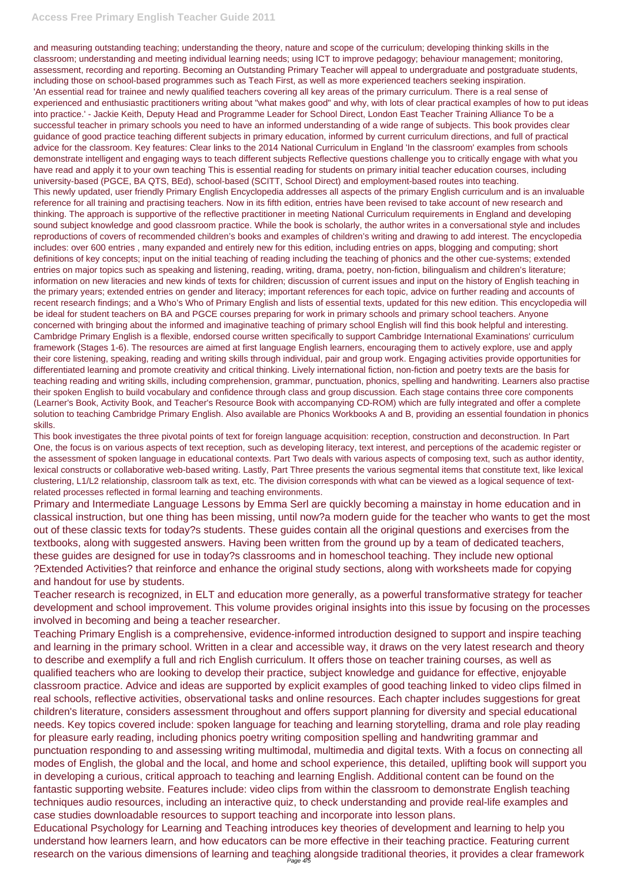and measuring outstanding teaching; understanding the theory, nature and scope of the curriculum; developing thinking skills in the classroom; understanding and meeting individual learning needs; using ICT to improve pedagogy; behaviour management; monitoring, assessment, recording and reporting. Becoming an Outstanding Primary Teacher will appeal to undergraduate and postgraduate students, including those on school-based programmes such as Teach First, as well as more experienced teachers seeking inspiration.

'An essential read for trainee and newly qualified teachers covering all key areas of the primary curriculum. There is a real sense of experienced and enthusiastic practitioners writing about "what makes good" and why, with lots of clear practical examples of how to put ideas into practice.' - Jackie Keith, Deputy Head and Programme Leader for School Direct, London East Teacher Training Alliance To be a successful teacher in primary schools you need to have an informed understanding of a wide range of subjects. This book provides clear guidance of good practice teaching different subjects in primary education, informed by current curriculum directions, and full of practical advice for the classroom. Key features: Clear links to the 2014 National Curriculum in England 'In the classroom' examples from schools demonstrate intelligent and engaging ways to teach different subjects Reflective questions challenge you to critically engage with what you have read and apply it to your own teaching This is essential reading for students on primary initial teacher education courses, including university-based (PGCE, BA QTS, BEd), school-based (SCITT, School Direct) and employment-based routes into teaching.

This newly updated, user friendly Primary English Encyclopedia addresses all aspects of the primary English curriculum and is an invaluable reference for all training and practising teachers. Now in its fifth edition, entries have been revised to take account of new research and thinking. The approach is supportive of the reflective practitioner in meeting National Curriculum requirements in England and developing sound subject knowledge and good classroom practice. While the book is scholarly, the author writes in a conversational style and includes reproductions of covers of recommended children's books and examples of children's writing and drawing to add interest. The encyclopedia includes: over 600 entries , many expanded and entirely new for this edition, including entries on apps, blogging and computing; short definitions of key concepts; input on the initial teaching of reading including the teaching of phonics and the other cue-systems; extended entries on major topics such as speaking and listening, reading, writing, drama, poetry, non-fiction, bilingualism and children's literature; information on new literacies and new kinds of texts for children; discussion of current issues and input on the history of English teaching in the primary years; extended entries on gender and literacy; important references for each topic, advice on further reading and accounts of recent research findings; and a Who's Who of Primary English and lists of essential texts, updated for this new edition. This encyclopedia will be ideal for student teachers on BA and PGCE courses preparing for work in primary schools and primary school teachers. Anyone concerned with bringing about the informed and imaginative teaching of primary school English will find this book helpful and interesting.

Cambridge Primary English is a flexible, endorsed course written specifically to support Cambridge International Examinations' curriculum framework (Stages 1-6). The resources are aimed at first language English learners, encouraging them to actively explore, use and apply their core listening, speaking, reading and writing skills through individual, pair and group work. Engaging activities provide opportunities for differentiated learning and promote creativity and critical thinking. Lively international fiction, non-fiction and poetry texts are the basis for teaching reading and writing skills, including comprehension, grammar, punctuation, phonics, spelling and handwriting. Learners also practise their spoken English to build vocabulary and confidence through class and group discussion. Each stage contains three core components (Learner's Book, Activity Book, and Teacher's Resource Book with accompanying CD-ROM) which are fully integrated and offer a complete solution to teaching Cambridge Primary English. Also available are Phonics Workbooks A and B, providing an essential foundation in phonics skills.

This book investigates the three pivotal points of text for foreign language acquisition: reception, construction and deconstruction. In Part One, the focus is on various aspects of text reception, such as developing literacy, text interest, and perceptions of the academic register or the assessment of spoken language in educational contexts. Part Two deals with various aspects of composing text, such as author identity, lexical constructs or collaborative web-based writing. Lastly, Part Three presents the various segmental items that constitute text, like lexical clustering, L1/L2 relationship, classroom talk as text, etc. The division corresponds with what can be viewed as a logical sequence of text-related processes reflected in formal learning and teaching environments.

Primary and Intermediate Language Lessons by Emma Serl are quickly becoming a mainstay in home education and in classical instruction, but one thing has been missing, until now?a modern guide for the teacher who wants to get the most out of these classic texts for today?s students. These guides contain all the original questions and exercises from the textbooks, along with suggested answers. Having been written from the ground up by a team of dedicated teachers, these guides are designed for use in today?s classrooms and in homeschool teaching. They include new optional ?Extended Activities? that reinforce and enhance the original study sections, along with worksheets made for copying and handout for use by students.

Teacher research is recognized, in ELT and education more generally, as a powerful transformative strategy for teacher development and school improvement. This volume provides original insights into this issue by focusing on the processes involved in becoming and being a teacher researcher.

Teaching Primary English is a comprehensive, evidence-informed introduction designed to support and inspire teaching and learning in the primary school. Written in a clear and accessible way, it draws on the very latest research and theory to describe and exemplify a full and rich English curriculum. It offers those on teacher training courses, as well as qualified teachers who are looking to develop their practice, subject knowledge and guidance for effective, enjoyable classroom practice. Advice and ideas are supported by explicit examples of good teaching linked to video clips filmed in real schools, reflective activities, observational tasks and online resources. Each chapter includes suggestions for great children's literature, considers assessment throughout and offers support planning for diversity and special educational needs. Key topics covered include: spoken language for teaching and learning storytelling, drama and role play reading for pleasure early reading, including phonics poetry writing composition spelling and handwriting grammar and punctuation responding to and assessing writing multimodal, multimedia and digital texts. With a focus on connecting all modes of English, the global and the local, and home and school experience, this detailed, uplifting book will support you in developing a curious, critical approach to teaching and learning English. Additional content can be found on the fantastic supporting website. Features include: video clips from within the classroom to demonstrate English teaching techniques audio resources, including an interactive quiz, to check understanding and provide real-life examples and case studies downloadable resources to support teaching and incorporate into lesson plans.

Educational Psychology for Learning and Teaching introduces key theories of development and learning to help you understand how learners learn, and how educators can be more effective in their teaching practice. Featuring current research on the various dimensions of learning and teaching alongside traditional theories, it provides a clear framework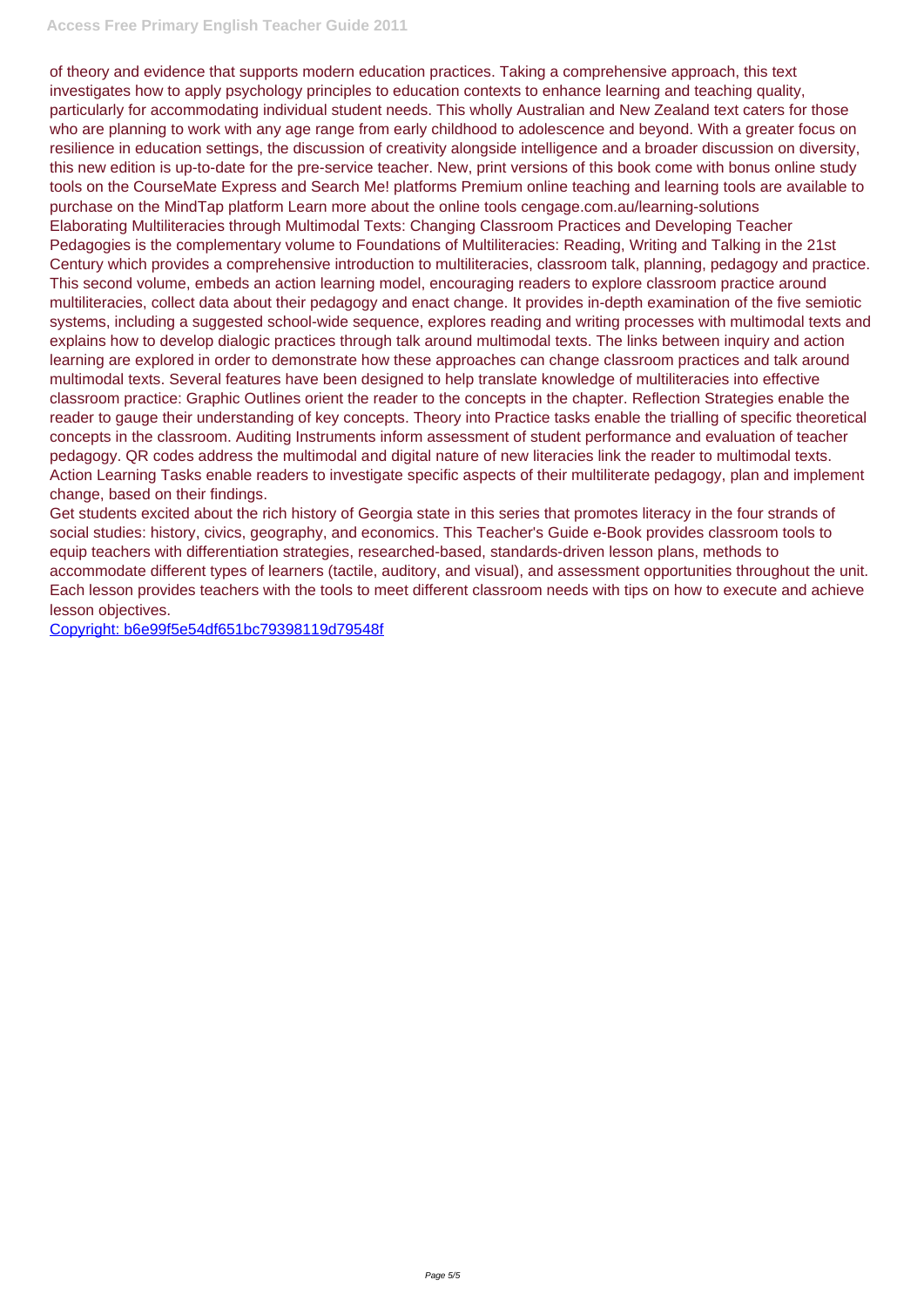of theory and evidence that supports modern education practices. Taking a comprehensive approach, this text investigates how to apply psychology principles to education contexts to enhance learning and teaching quality, particularly for accommodating individual student needs. This wholly Australian and New Zealand text caters for those who are planning to work with any age range from early childhood to adolescence and beyond. With a greater focus on resilience in education settings, the discussion of creativity alongside intelligence and a broader discussion on diversity, this new edition is up-to-date for the pre-service teacher. New, print versions of this book come with bonus online study tools on the CourseMate Express and Search Me! platforms Premium online teaching and learning tools are available to purchase on the MindTap platform Learn more about the online tools cengage.com.au/learning-solutions
Elaborating Multiliteracies through Multimodal Texts: Changing Classroom Practices and Developing Teacher Pedagogies is the complementary volume to Foundations of Multiliteracies: Reading, Writing and Talking in the 21st Century which provides a comprehensive introduction to multiliteracies, classroom talk, planning, pedagogy and practice. This second volume, embeds an action learning model, encouraging readers to explore classroom practice around multiliteracies, collect data about their pedagogy and enact change. It provides in-depth examination of the five semiotic systems, including a suggested school-wide sequence, explores reading and writing processes with multimodal texts and explains how to develop dialogic practices through talk around multimodal texts. The links between inquiry and action learning are explored in order to demonstrate how these approaches can change classroom practices and talk around multimodal texts. Several features have been designed to help translate knowledge of multiliteracies into effective classroom practice: Graphic Outlines orient the reader to the concepts in the chapter. Reflection Strategies enable the reader to gauge their understanding of key concepts. Theory into Practice tasks enable the trialling of specific theoretical concepts in the classroom. Auditing Instruments inform assessment of student performance and evaluation of teacher pedagogy. QR codes address the multimodal and digital nature of new literacies link the reader to multimodal texts. Action Learning Tasks enable readers to investigate specific aspects of their multiliterate pedagogy, plan and implement change, based on their findings.
Get students excited about the rich history of Georgia state in this series that promotes literacy in the four strands of social studies: history, civics, geography, and economics. This Teacher's Guide e-Book provides classroom tools to equip teachers with differentiation strategies, researched-based, standards-driven lesson plans, methods to accommodate different types of learners (tactile, auditory, and visual), and assessment opportunities throughout the unit. Each lesson provides teachers with the tools to meet different classroom needs with tips on how to execute and achieve lesson objectives.
Copyright: b6e99f5e54df651bc79398119d79548f